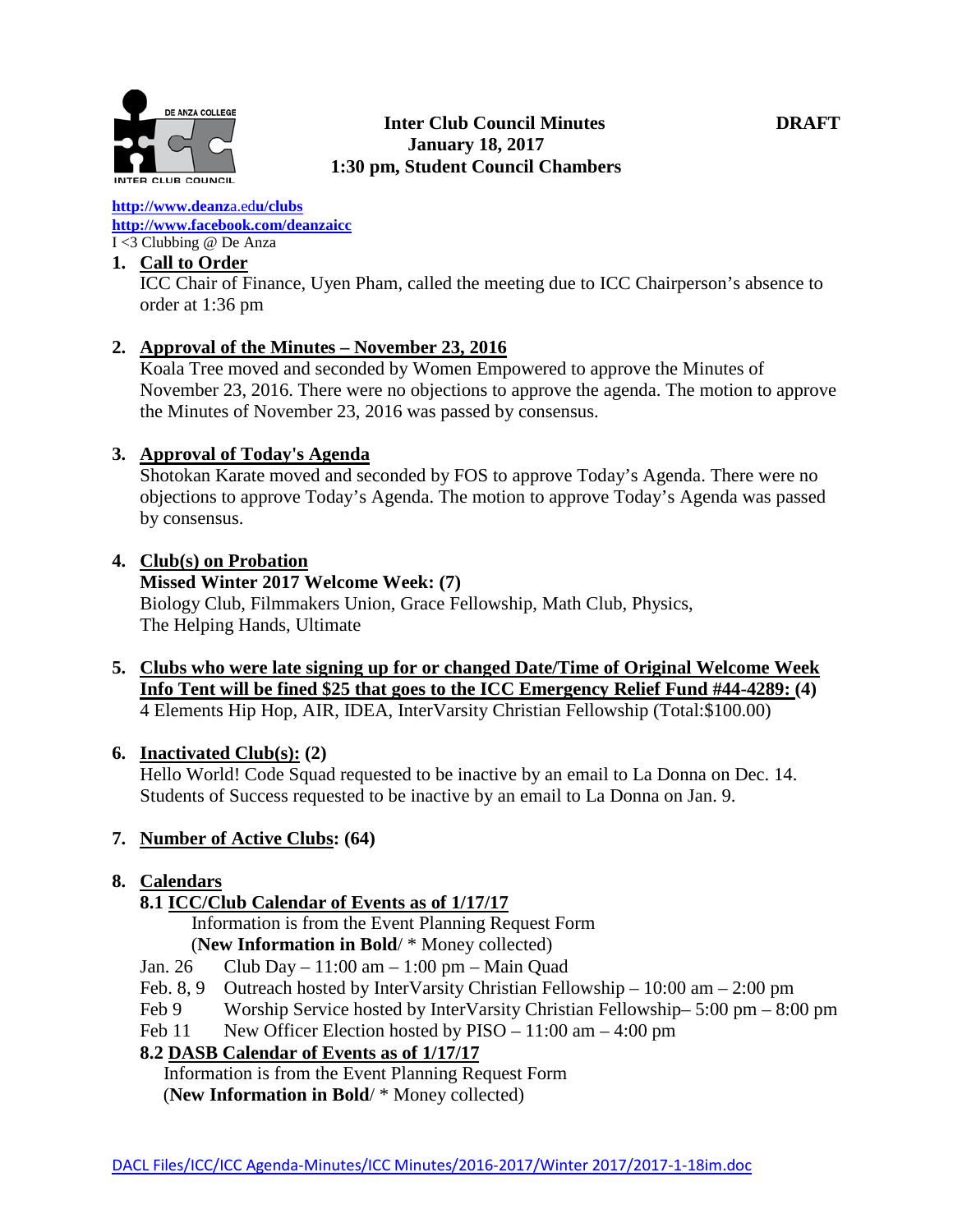**Inter Club Council Minutes** **DRAFT**
**January 18, 2017**
**1:30 pm, Student Council Chambers**

http://www.deanza.edu/clubs
http://www.facebook.com/deanzaicc
I <3 Clubbing @ De Anza

1. **Call to Order**
   ICC Chair of Finance, Uyen Pham, called the meeting due to ICC Chairperson's absence to order at 1:36 pm

2. **Approval of the Minutes – November 23, 2016**
   Koala Tree moved and seconded by Women Empowered to approve the Minutes of November 23, 2016. There were no objections to approve the agenda. The motion to approve the Minutes of November 23, 2016 was passed by consensus.

3. **Approval of Today's Agenda**
   Shotokan Karate moved and seconded by FOS to approve Today's Agenda. There were no objections to approve Today's Agenda. The motion to approve Today's Agenda was passed by consensus.

4. **Club(s) on Probation**
   **Missed Winter 2017 Welcome Week: (7)**
   Biology Club, Filmmakers Union, Grace Fellowship, Math Club, Physics, The Helping Hands, Ultimate

5. **Clubs who were late signing up for or changed Date/Time of Original Welcome Week Info Tent will be fined $25 that goes to the ICC Emergency Relief Fund #44-4289: (4)**
   4 Elements Hip Hop, AIR, IDEA, InterVarsity Christian Fellowship (Total:$100.00)

6. **Inactivated Club(s): (2)**
   Hello World! Code Squad requested to be inactive by an email to La Donna on Dec. 14.
   Students of Success requested to be inactive by an email to La Donna on Jan. 9.

7. **Number of Active Clubs: (64)**

8. **Calendars**
   **8.1 ICC/Club Calendar of Events as of 1/17/17**
   Information is from the Event Planning Request Form
   (**New Information in Bold**/ * Money collected)
   Jan. 26 Club Day – 11:00 am – 1:00 pm – Main Quad
   Feb. 8, 9 Outreach hosted by InterVarsity Christian Fellowship – 10:00 am – 2:00 pm
   Feb 9 Worship Service hosted by InterVarsity Christian Fellowship– 5:00 pm – 8:00 pm
   Feb 11 New Officer Election hosted by PISO – 11:00 am – 4:00 pm
   **8.2 DASB Calendar of Events as of 1/17/17**
   Information is from the Event Planning Request Form
   (**New Information in Bold**/ * Money collected)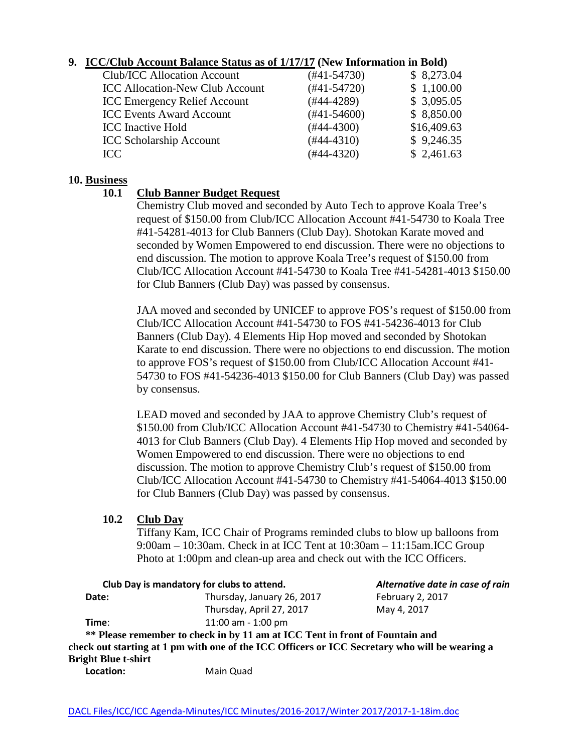## 9. ICC/Club Account Balance Status as of 1/17/17 (New Information in Bold)

| | | |
|---|---|---|
| Club/ICC Allocation Account | (#41-54730) | $ 8,273.04 |
| ICC Allocation-New Club Account | (#41-54720) | $ 1,100.00 |
| ICC Emergency Relief Account | (#44-4289) | $ 3,095.05 |
| ICC Events Award Account | (#41-54600) | $ 8,850.00 |
| ICC Inactive Hold | (#44-4300) | $16,409.63 |
| ICC Scholarship Account | (#44-4310) | $ 9,246.35 |
| ICC | (#44-4320) | $ 2,461.63 |

## 10. Business

### 10.1 Club Banner Budget Request

Chemistry Club moved and seconded by Auto Tech to approve Koala Tree's request of $150.00 from Club/ICC Allocation Account #41-54730 to Koala Tree #41-54281-4013 for Club Banners (Club Day). Shotokan Karate moved and seconded by Women Empowered to end discussion. There were no objections to end discussion. The motion to approve Koala Tree's request of $150.00 from Club/ICC Allocation Account #41-54730 to Koala Tree #41-54281-4013 $150.00 for Club Banners (Club Day) was passed by consensus.

JAA moved and seconded by UNICEF to approve FOS's request of $150.00 from Club/ICC Allocation Account #41-54730 to FOS #41-54236-4013 for Club Banners (Club Day). 4 Elements Hip Hop moved and seconded by Shotokan Karate to end discussion. There were no objections to end discussion. The motion to approve FOS's request of $150.00 from Club/ICC Allocation Account #41-54730 to FOS #41-54236-4013 $150.00 for Club Banners (Club Day) was passed by consensus.

LEAD moved and seconded by JAA to approve Chemistry Club's request of $150.00 from Club/ICC Allocation Account #41-54730 to Chemistry #41-54064-4013 for Club Banners (Club Day). 4 Elements Hip Hop moved and seconded by Women Empowered to end discussion. There were no objections to end discussion. The motion to approve Chemistry Club's request of $150.00 from Club/ICC Allocation Account #41-54730 to Chemistry #41-54064-4013 $150.00 for Club Banners (Club Day) was passed by consensus.

### 10.2 Club Day

Tiffany Kam, ICC Chair of Programs reminded clubs to blow up balloons from 9:00am – 10:30am. Check in at ICC Tent at 10:30am – 11:15am.ICC Group Photo at 1:00pm and clean-up area and check out with the ICC Officers.

| **Club Day is mandatory for clubs to attend.** | | ***Alternative date in case of rain*** |
|---|---|---|
| **Date:** | Thursday, January 26, 2017 | February 2, 2017 |
| | Thursday, April 27, 2017 | May 4, 2017 |
| **Time**: | 11:00 am - 1:00 pm | |

**** Please remember to check in by 11 am at ICC Tent in front of Fountain and check out starting at 1 pm with one of the ICC Officers or ICC Secretary who will be wearing a Bright Blue t-shirt**

**Location:** Main Quad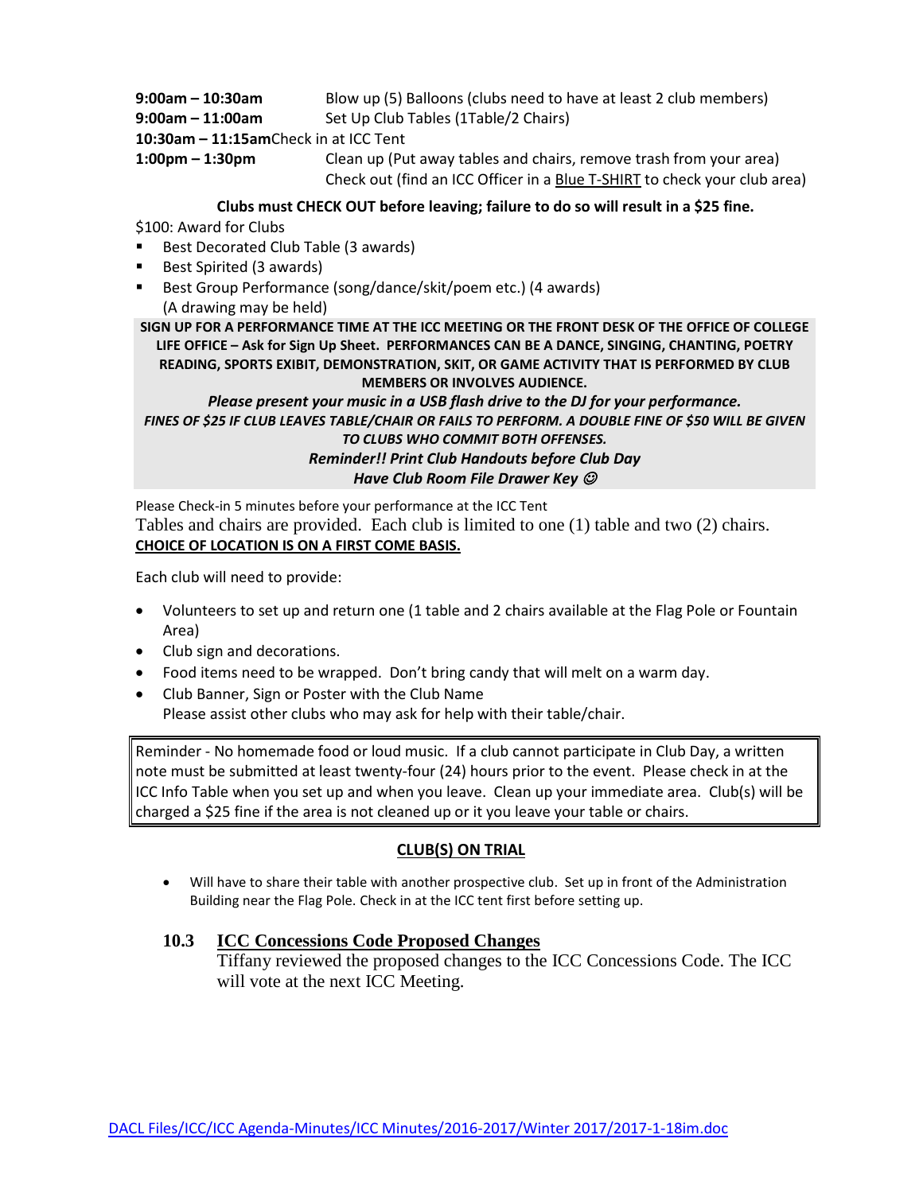**9:00am – 10:30am** Blow up (5) Balloons (clubs need to have at least 2 club members)
**9:00am – 11:00am** Set Up Club Tables (1Table/2 Chairs)
**10:30am – 11:15am**Check in at ICC Tent
**1:00pm – 1:30pm** Clean up (Put away tables and chairs, remove trash from your area)
Check out (find an ICC Officer in a Blue T-SHIRT to check your club area)

**Clubs must CHECK OUT before leaving; failure to do so will result in a $25 fine.**

$100: Award for Clubs

- Best Decorated Club Table (3 awards)
- Best Spirited (3 awards)
- Best Group Performance (song/dance/skit/poem etc.) (4 awards)
  (A drawing may be held)

**SIGN UP FOR A PERFORMANCE TIME AT THE ICC MEETING OR THE FRONT DESK OF THE OFFICE OF COLLEGE LIFE OFFICE – Ask for Sign Up Sheet. PERFORMANCES CAN BE A DANCE, SINGING, CHANTING, POETRY READING, SPORTS EXIBIT, DEMONSTRATION, SKIT, OR GAME ACTIVITY THAT IS PERFORMED BY CLUB MEMBERS OR INVOLVES AUDIENCE.**

***Please present your music in a USB flash drive to the DJ for your performance.***

***FINES OF $25 IF CLUB LEAVES TABLE/CHAIR OR FAILS TO PERFORM. A DOUBLE FINE OF $50 WILL BE GIVEN TO CLUBS WHO COMMIT BOTH OFFENSES.***

***Reminder!! Print Club Handouts before Club Day***

***Have Club Room File Drawer Key ☺***

Please Check-in 5 minutes before your performance at the ICC Tent

Tables and chairs are provided. Each club is limited to one (1) table and two (2) chairs.

**CHOICE OF LOCATION IS ON A FIRST COME BASIS.**

Each club will need to provide:

- Volunteers to set up and return one (1 table and 2 chairs available at the Flag Pole or Fountain Area)
- Club sign and decorations.
- Food items need to be wrapped. Don't bring candy that will melt on a warm day.
- Club Banner, Sign or Poster with the Club Name
  Please assist other clubs who may ask for help with their table/chair.

Reminder - No homemade food or loud music. If a club cannot participate in Club Day, a written note must be submitted at least twenty-four (24) hours prior to the event. Please check in at the ICC Info Table when you set up and when you leave. Clean up your immediate area. Club(s) will be charged a $25 fine if the area is not cleaned up or it you leave your table or chairs.

**CLUB(S) ON TRIAL**

- Will have to share their table with another prospective club. Set up in front of the Administration Building near the Flag Pole. Check in at the ICC tent first before setting up.

### 10.3 ICC Concessions Code Proposed Changes

Tiffany reviewed the proposed changes to the ICC Concessions Code. The ICC will vote at the next ICC Meeting.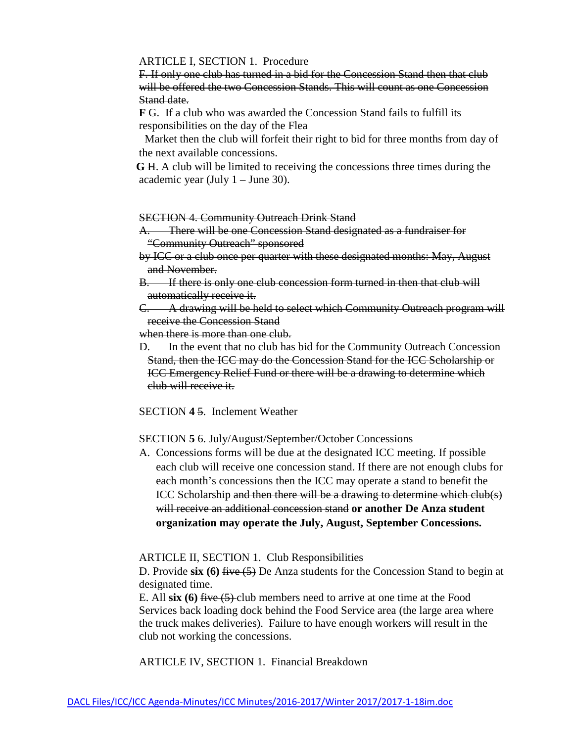ARTICLE I, SECTION 1. Procedure

~~F. If only one club has turned in a bid for the Concession Stand then that club will be offered the two Concession Stands. This will count as one Concession Stand date.~~

**F** ~~G~~. If a club who was awarded the Concession Stand fails to fulfill its responsibilities on the day of the Flea Market then the club will forfeit their right to bid for three months from day of the next available concessions.

**G** ~~H~~. A club will be limited to receiving the concessions three times during the academic year (July 1 – June 30).

~~SECTION 4. Community Outreach Drink Stand~~

~~A. There will be one Concession Stand designated as a fundraiser for "Community Outreach" sponsored by ICC or a club once per quarter with these designated months: May, August and November.~~

~~B. If there is only one club concession form turned in then that club will automatically receive it.~~

~~C. A drawing will be held to select which Community Outreach program will receive the Concession Stand when there is more than one club.~~

~~D. In the event that no club has bid for the Community Outreach Concession Stand, then the ICC may do the Concession Stand for the ICC Scholarship or ICC Emergency Relief Fund or there will be a drawing to determine which club will receive it.~~

SECTION **4** ~~5~~. Inclement Weather

SECTION **5** ~~6~~. July/August/September/October Concessions

A. Concessions forms will be due at the designated ICC meeting. If possible each club will receive one concession stand. If there are not enough clubs for each month's concessions then the ICC may operate a stand to benefit the ICC Scholarship ~~and then there will be a drawing to determine which club(s) will receive an additional concession stand~~ **or another De Anza student organization may operate the July, August, September Concessions.**

ARTICLE II, SECTION 1. Club Responsibilities

D. Provide **six (6)** ~~five (5)~~ De Anza students for the Concession Stand to begin at designated time.

E. All **six (6)** ~~five (5)~~ club members need to arrive at one time at the Food Services back loading dock behind the Food Service area (the large area where the truck makes deliveries). Failure to have enough workers will result in the club not working the concessions.

ARTICLE IV, SECTION 1. Financial Breakdown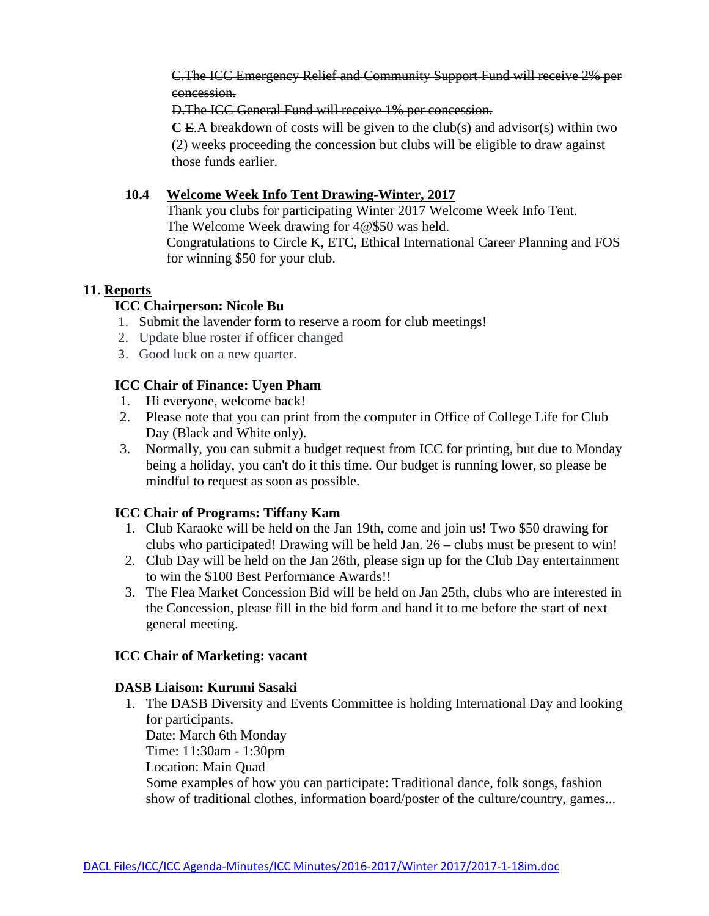~~C.The ICC Emergency Relief and Community Support Fund will receive 2% per concession.~~

~~D.The ICC General Fund will receive 1% per concession.~~

**C** ~~E~~.A breakdown of costs will be given to the club(s) and advisor(s) within two (2) weeks proceeding the concession but clubs will be eligible to draw against those funds earlier.

**10.4 <u>Welcome Week Info Tent Drawing-Winter, 2017</u>**

Thank you clubs for participating Winter 2017 Welcome Week Info Tent.
The Welcome Week drawing for 4@$50 was held.
Congratulations to Circle K, ETC, Ethical International Career Planning and FOS for winning $50 for your club.

## 11. <u>Reports</u>

### ICC Chairperson: Nicole Bu

1. Submit the lavender form to reserve a room for club meetings!
2. Update blue roster if officer changed
3. Good luck on a new quarter.

### ICC Chair of Finance: Uyen Pham

1. Hi everyone, welcome back!
2. Please note that you can print from the computer in Office of College Life for Club Day (Black and White only).
3. Normally, you can submit a budget request from ICC for printing, but due to Monday being a holiday, you can't do it this time. Our budget is running lower, so please be mindful to request as soon as possible.

### ICC Chair of Programs: Tiffany Kam

1. Club Karaoke will be held on the Jan 19th, come and join us! Two $50 drawing for clubs who participated! Drawing will be held Jan. 26 – clubs must be present to win!
2. Club Day will be held on the Jan 26th, please sign up for the Club Day entertainment to win the $100 Best Performance Awards!!
3. The Flea Market Concession Bid will be held on Jan 25th, clubs who are interested in the Concession, please fill in the bid form and hand it to me before the start of next general meeting.

### ICC Chair of Marketing: vacant

### DASB Liaison: Kurumi Sasaki

1. The DASB Diversity and Events Committee is holding International Day and looking for participants.
   Date: March 6th Monday
   Time: 11:30am - 1:30pm
   Location: Main Quad
   Some examples of how you can participate: Traditional dance, folk songs, fashion show of traditional clothes, information board/poster of the culture/country, games...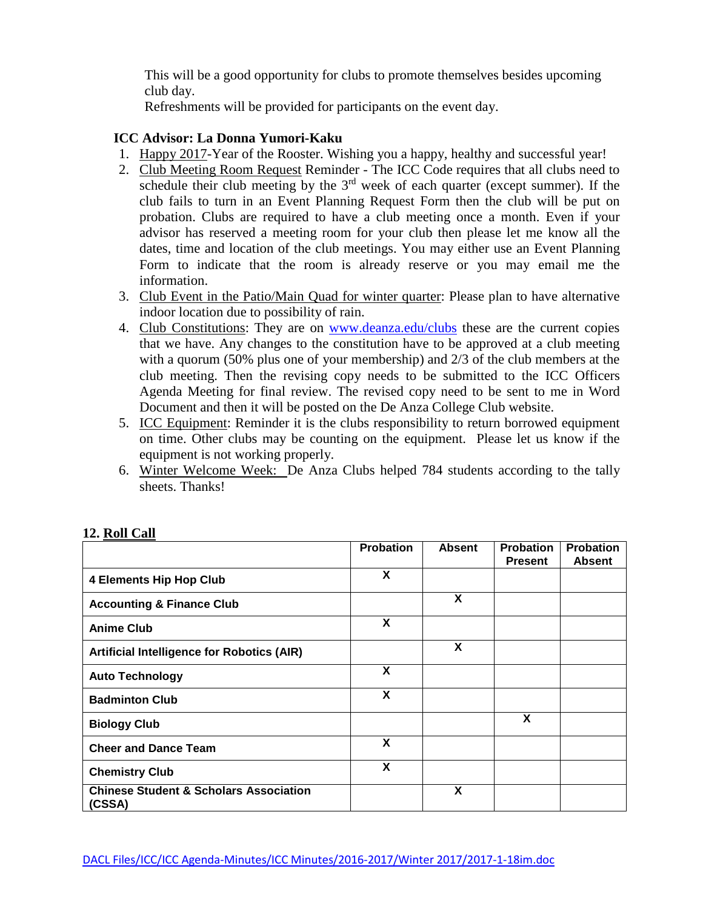This will be a good opportunity for clubs to promote themselves besides upcoming club day.
Refreshments will be provided for participants on the event day.

**ICC Advisor: La Donna Yumori-Kaku**

1. Happy 2017-Year of the Rooster. Wishing you a happy, healthy and successful year!
2. Club Meeting Room Request Reminder - The ICC Code requires that all clubs need to schedule their club meeting by the 3rd week of each quarter (except summer). If the club fails to turn in an Event Planning Request Form then the club will be put on probation. Clubs are required to have a club meeting once a month. Even if your advisor has reserved a meeting room for your club then please let me know all the dates, time and location of the club meetings. You may either use an Event Planning Form to indicate that the room is already reserve or you may email me the information.
3. Club Event in the Patio/Main Quad for winter quarter: Please plan to have alternative indoor location due to possibility of rain.
4. Club Constitutions: They are on www.deanza.edu/clubs these are the current copies that we have. Any changes to the constitution have to be approved at a club meeting with a quorum (50% plus one of your membership) and 2/3 of the club members at the club meeting. Then the revising copy needs to be submitted to the ICC Officers Agenda Meeting for final review. The revised copy need to be sent to me in Word Document and then it will be posted on the De Anza College Club website.
5. ICC Equipment: Reminder it is the clubs responsibility to return borrowed equipment on time. Other clubs may be counting on the equipment. Please let us know if the equipment is not working properly.
6. Winter Welcome Week: De Anza Clubs helped 784 students according to the tally sheets. Thanks!

**12. Roll Call**

| | Probation | Absent | Probation Present | Probation Absent |
|---|---|---|---|---|
| **4 Elements Hip Hop Club** | X | | | |
| **Accounting & Finance Club** | | X | | |
| **Anime Club** | X | | | |
| **Artificial Intelligence for Robotics (AIR)** | | X | | |
| **Auto Technology** | X | | | |
| **Badminton Club** | X | | | |
| **Biology Club** | | | X | |
| **Cheer and Dance Team** | X | | | |
| **Chemistry Club** | X | | | |
| **Chinese Student & Scholars Association (CSSA)** | | X | | |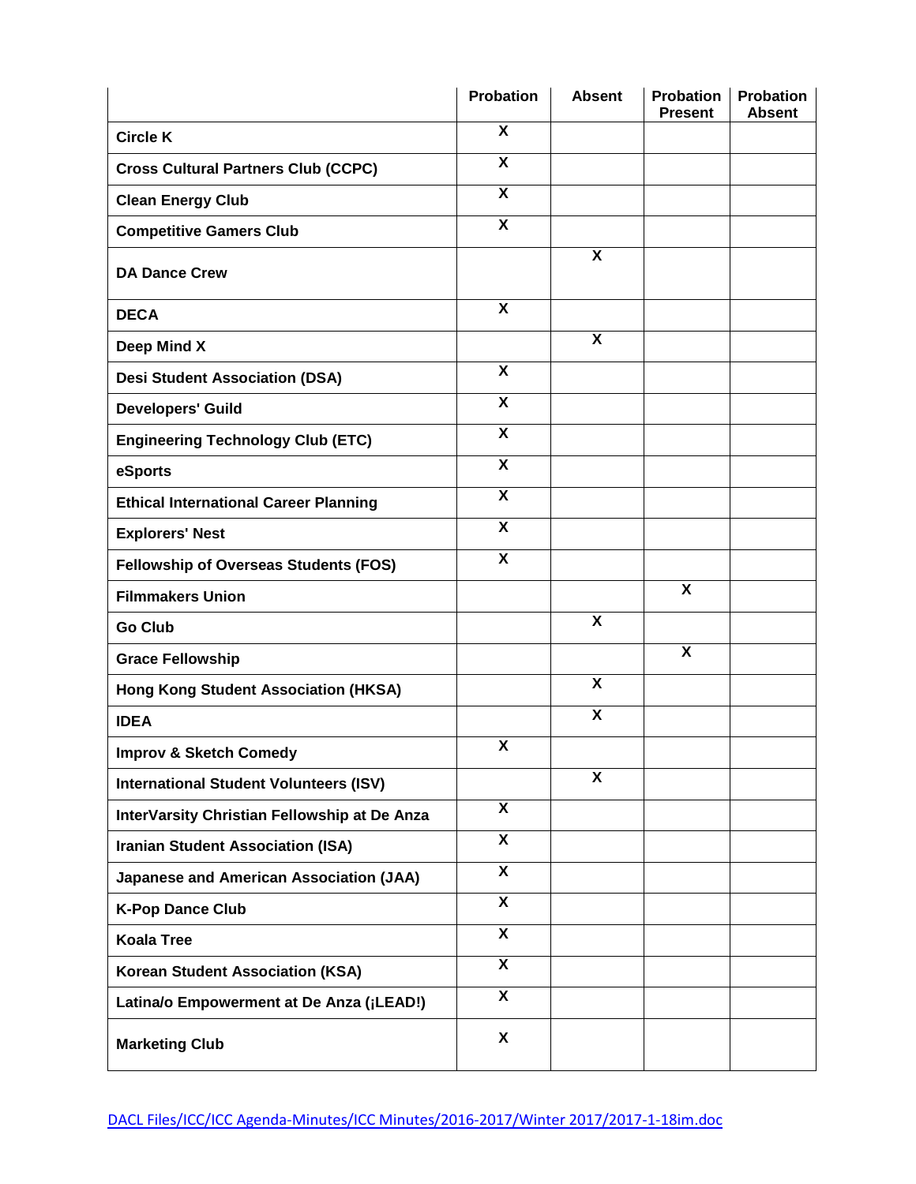| | Probation | Absent | Probation Present | Probation Absent |
|---|---|---|---|---|
| Circle K | X | | | |
| Cross Cultural Partners Club (CCPC) | X | | | |
| Clean Energy Club | X | | | |
| Competitive Gamers Club | X | | | |
| DA Dance Crew | | X | | |
| DECA | X | | | |
| Deep Mind X | | X | | |
| Desi Student Association (DSA) | X | | | |
| Developers' Guild | X | | | |
| Engineering Technology Club (ETC) | X | | | |
| eSports | X | | | |
| Ethical International Career Planning | X | | | |
| Explorers' Nest | X | | | |
| Fellowship of Overseas Students (FOS) | X | | | |
| Filmmakers Union | | | X | |
| Go Club | | X | | |
| Grace Fellowship | | | X | |
| Hong Kong Student Association (HKSA) | | X | | |
| IDEA | | X | | |
| Improv & Sketch Comedy | X | | | |
| International Student Volunteers (ISV) | | X | | |
| InterVarsity Christian Fellowship at De Anza | X | | | |
| Iranian Student Association (ISA) | X | | | |
| Japanese and American Association (JAA) | X | | | |
| K-Pop Dance Club | X | | | |
| Koala Tree | X | | | |
| Korean Student Association (KSA) | X | | | |
| Latina/o Empowerment at De Anza (¡LEAD!) | X | | | |
| Marketing Club | X | | | |

DACL Files/ICC/ICC Agenda-Minutes/ICC Minutes/2016-2017/Winter 2017/2017-1-18im.doc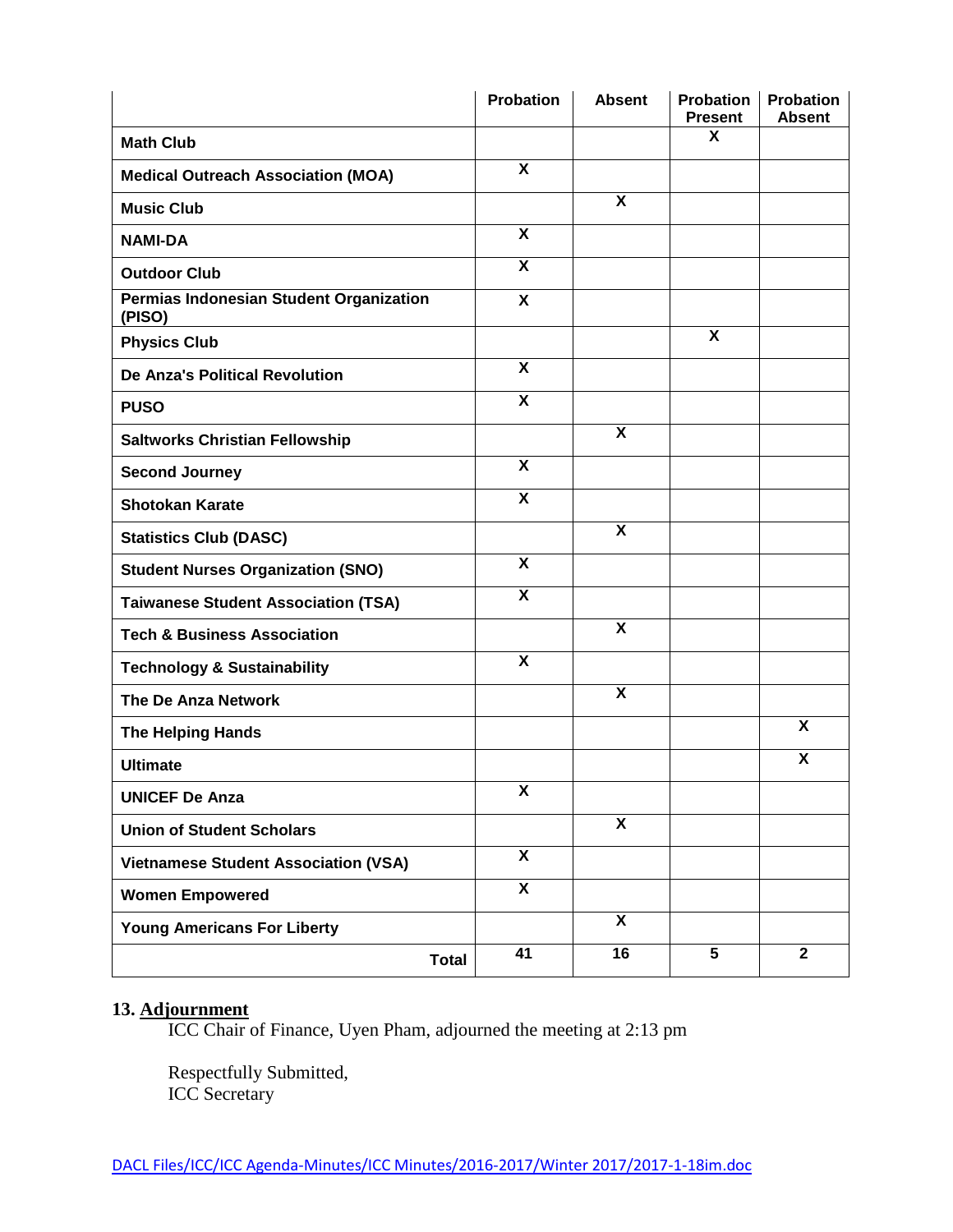| | Probation | Absent | Probation Present | Probation Absent |
|---|---|---|---|---|
| **Math Club** | | | X | |
| **Medical Outreach Association (MOA)** | X | | | |
| **Music Club** | | X | | |
| **NAMI-DA** | X | | | |
| **Outdoor Club** | X | | | |
| **Permias Indonesian Student Organization (PISO)** | X | | | |
| **Physics Club** | | | X | |
| **De Anza's Political Revolution** | X | | | |
| **PUSO** | X | | | |
| **Saltworks Christian Fellowship** | | X | | |
| **Second Journey** | X | | | |
| **Shotokan Karate** | X | | | |
| **Statistics Club (DASC)** | | X | | |
| **Student Nurses Organization (SNO)** | X | | | |
| **Taiwanese Student Association (TSA)** | X | | | |
| **Tech & Business Association** | | X | | |
| **Technology & Sustainability** | X | | | |
| **The De Anza Network** | | X | | |
| **The Helping Hands** | | | | X |
| **Ultimate** | | | | X |
| **UNICEF De Anza** | X | | | |
| **Union of Student Scholars** | | X | | |
| **Vietnamese Student Association (VSA)** | X | | | |
| **Women Empowered** | X | | | |
| **Young Americans For Liberty** | | X | | |
| **Total** | 41 | 16 | 5 | 2 |

**13. Adjournment**

ICC Chair of Finance, Uyen Pham, adjourned the meeting at 2:13 pm

Respectfully Submitted,
ICC Secretary

DACL Files/ICC/ICC Agenda-Minutes/ICC Minutes/2016-2017/Winter 2017/2017-1-18im.doc